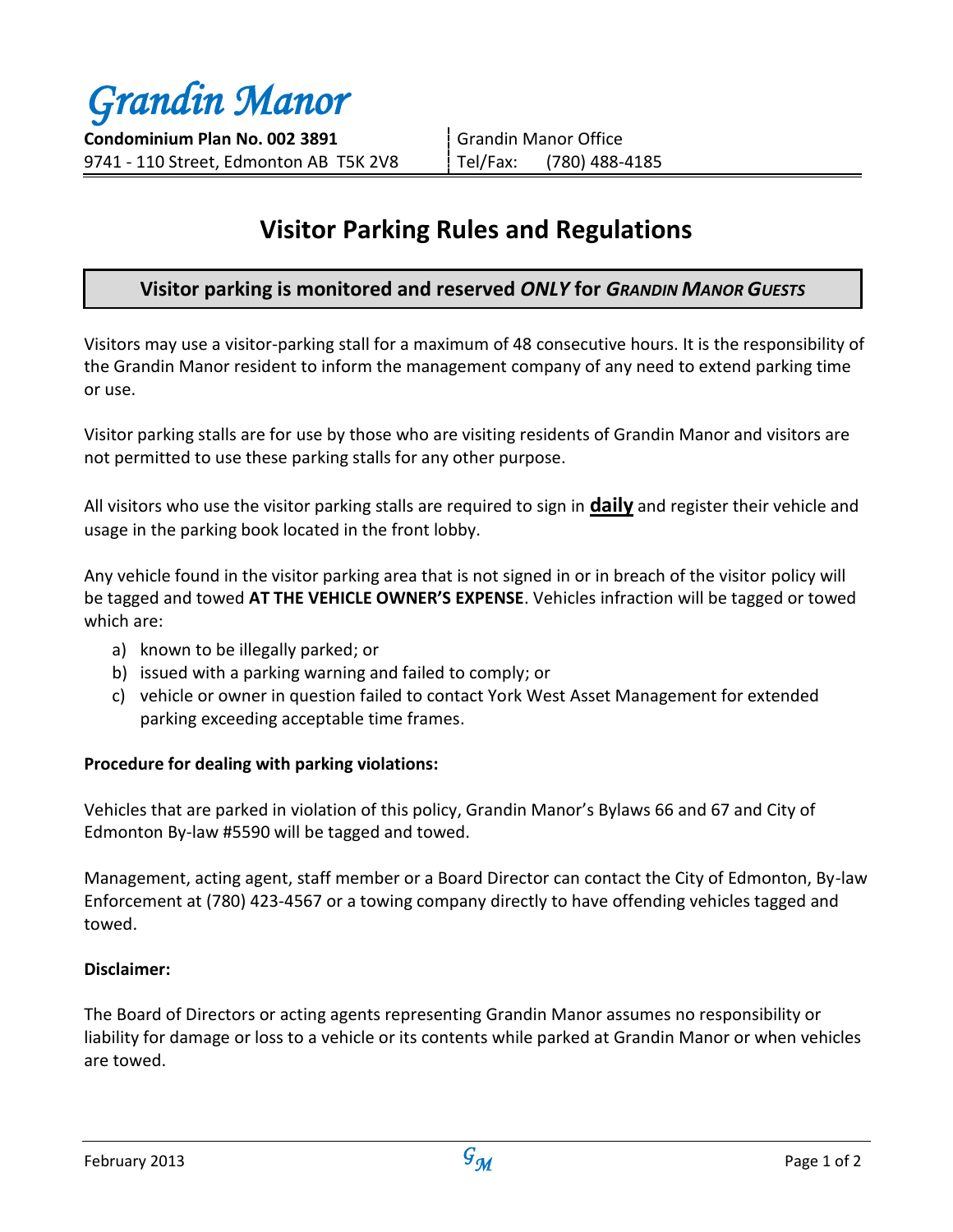# Grandin Manor

**Condominium Plan No. 002 3891**
9741 - 110 Street, Edmonton AB T5K 2V8

Grandin Manor Office
Tel/Fax: (780) 488-4185

## Visitor Parking Rules and Regulations

**Visitor parking is monitored and reserved *ONLY* for *GRANDIN MANOR GUESTS***

Visitors may use a visitor-parking stall for a maximum of 48 consecutive hours. It is the responsibility of the Grandin Manor resident to inform the management company of any need to extend parking time or use.

Visitor parking stalls are for use by those who are visiting residents of Grandin Manor and visitors are not permitted to use these parking stalls for any other purpose.

All visitors who use the visitor parking stalls are required to sign in **daily** and register their vehicle and usage in the parking book located in the front lobby.

Any vehicle found in the visitor parking area that is not signed in or in breach of the visitor policy will be tagged and towed **AT THE VEHICLE OWNER'S EXPENSE**. Vehicles infraction will be tagged or towed which are:

a) known to be illegally parked; or
b) issued with a parking warning and failed to comply; or
c) vehicle or owner in question failed to contact York West Asset Management for extended parking exceeding acceptable time frames.

**Procedure for dealing with parking violations:**

Vehicles that are parked in violation of this policy, Grandin Manor's Bylaws 66 and 67 and City of Edmonton By-law #5590 will be tagged and towed.

Management, acting agent, staff member or a Board Director can contact the City of Edmonton, By-law Enforcement at (780) 423-4567 or a towing company directly to have offending vehicles tagged and towed.

**Disclaimer:**

The Board of Directors or acting agents representing Grandin Manor assumes no responsibility or liability for damage or loss to a vehicle or its contents while parked at Grandin Manor or when vehicles are towed.

February 2013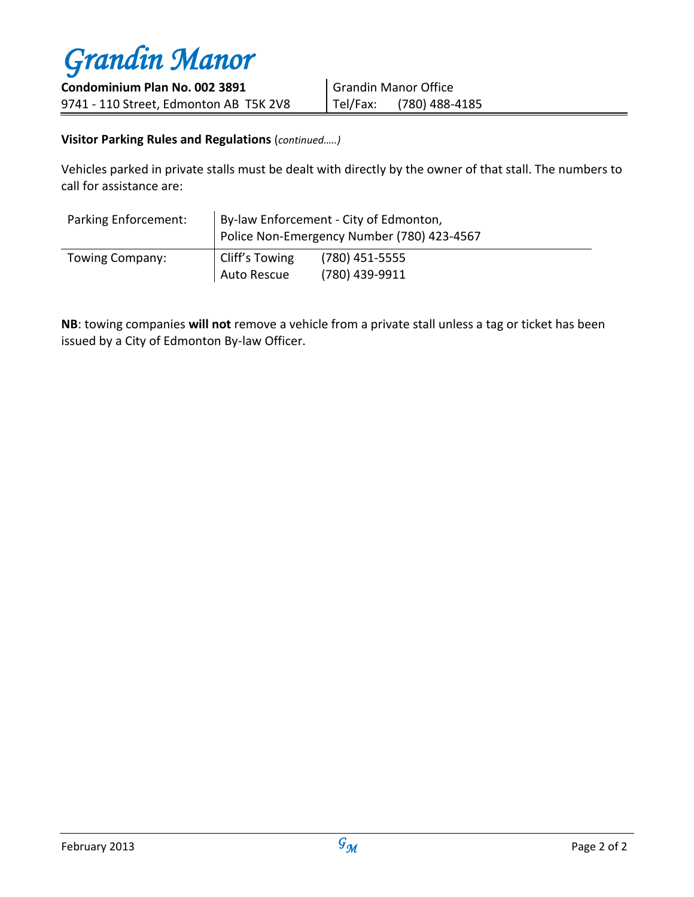**Visitor Parking Rules and Regulations** (*continued…..)*

Vehicles parked in private stalls must be dealt with directly by the owner of that stall. The numbers to call for assistance are:

| | | |
|---|---|---|
| Parking Enforcement: | By-law Enforcement - City of Edmonton,<br>Police Non-Emergency Number (780) 423-4567 | |
| Towing Company: | Cliff's Towing<br>Auto Rescue | (780) 451-5555<br>(780) 439-9911 |

**NB**: towing companies **will not** remove a vehicle from a private stall unless a tag or ticket has been issued by a City of Edmonton By-law Officer.